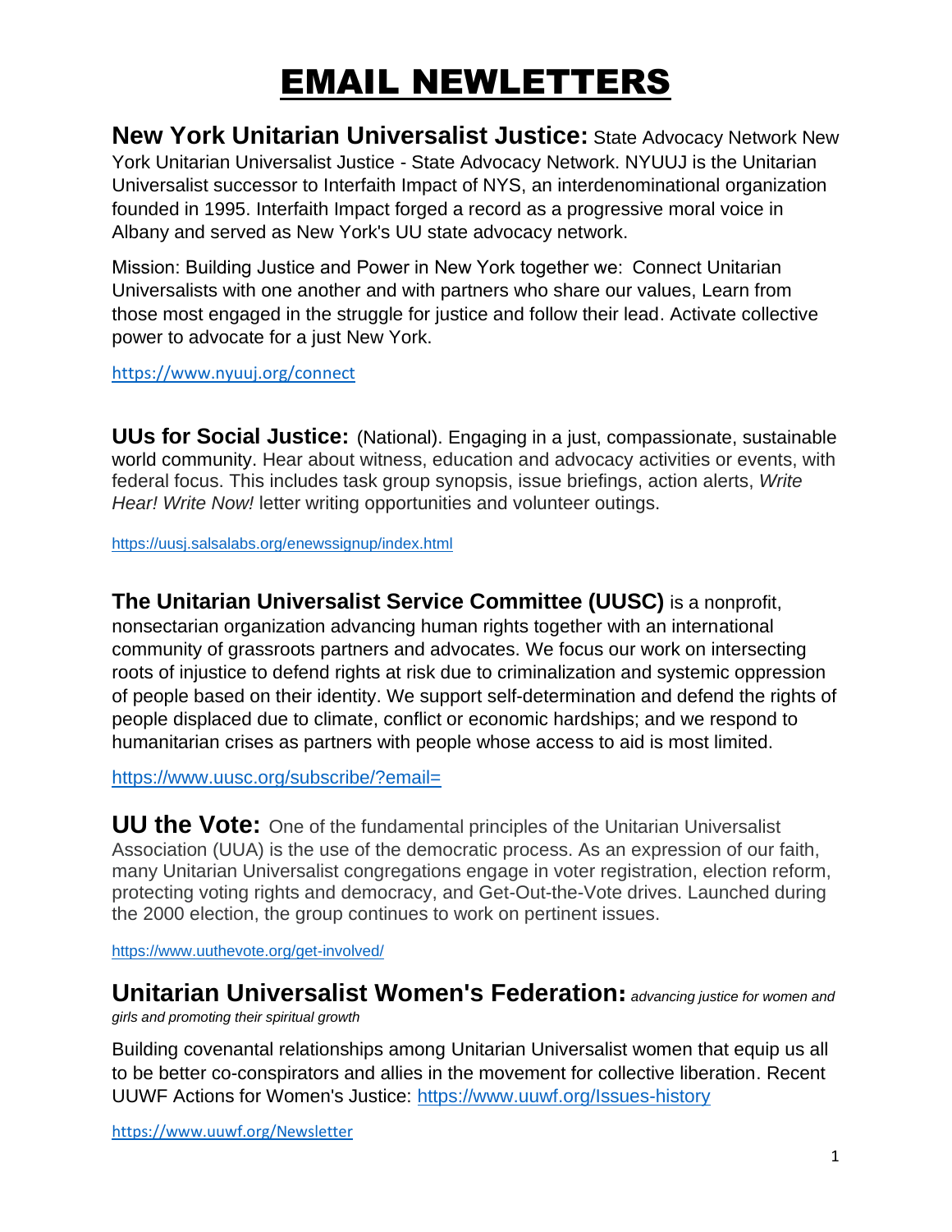# EMAIL NEWLETTERS

**New York Unitarian Universalist Justice:** State Advocacy Network New York Unitarian Universalist Justice - State Advocacy Network. NYUUJ is the Unitarian Universalist successor to Interfaith Impact of NYS, an interdenominational organization founded in 1995. Interfaith Impact forged a record as a progressive moral voice in Albany and served as New York's UU state advocacy network.

Mission: Building Justice and Power in New York together we: Connect Unitarian Universalists with one another and with partners who share our values, Learn from those most engaged in the struggle for justice and follow their lead. Activate collective power to advocate for a just New York.

https://www.nyuuj.org/connect

**UUs for Social Justice:** (National). Engaging in a just, compassionate, sustainable world community. Hear about witness, education and advocacy activities or events, with federal focus. This includes task group synopsis, issue briefings, action alerts, *Write Hear! Write Now!* letter writing opportunities and volunteer outings.

https://uusj.salsalabs.org/enewssignup/index.html

**The Unitarian Universalist Service Committee (UUSC)** is a nonprofit, nonsectarian organization advancing human rights together with an international community of grassroots partners and advocates. We focus our work on intersecting roots of injustice to defend rights at risk due to criminalization and systemic oppression of people based on their identity. We support self-determination and defend the rights of people displaced due to climate, conflict or economic hardships; and we respond to humanitarian crises as partners with people whose access to aid is most limited.

https://www.uusc.org/subscribe/?email=

**UU the Vote:** One of the fundamental principles of the Unitarian Universalist Association (UUA) is the use of the democratic process. As an expression of our faith, many Unitarian Universalist congregations engage in voter registration, election reform, protecting voting rights and democracy, and Get-Out-the-Vote drives. Launched during the 2000 election, the group continues to work on pertinent issues.

https://www.uuthevote.org/get-involved/

**Unitarian Universalist Women's Federation:** *advancing justice for women and girls and promoting their spiritual growth*

Building covenantal relationships among Unitarian Universalist women that equip us all to be better co-conspirators and allies in the movement for collective liberation. Recent UUWF Actions for Women's Justice: https://www.uuwf.org/Issues-history

https://www.uuwf.org/Newsletter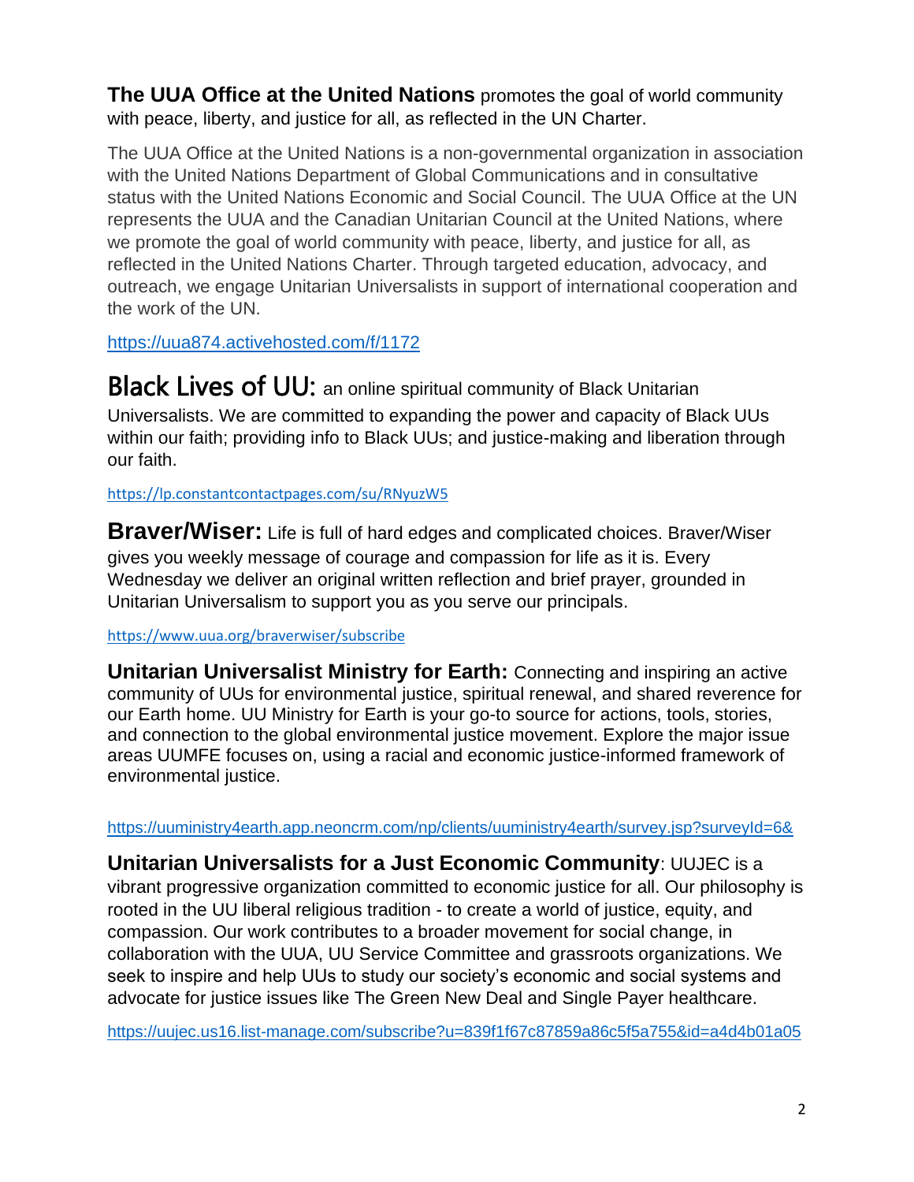**The UUA Office at the United Nations** promotes the goal of world community with peace, liberty, and justice for all, as reflected in the UN Charter.

The UUA Office at the United Nations is a non-governmental organization in association with the United Nations Department of Global Communications and in consultative status with the United Nations Economic and Social Council. The UUA Office at the UN represents the UUA and the Canadian Unitarian Council at the United Nations, where we promote the goal of world community with peace, liberty, and justice for all, as reflected in the United Nations Charter. Through targeted education, advocacy, and outreach, we engage Unitarian Universalists in support of international cooperation and the work of the UN.

https://uua874.activehosted.com/f/1172

**Black Lives of UU:** an online spiritual community of Black Unitarian Universalists. We are committed to expanding the power and capacity of Black UUs within our faith; providing info to Black UUs; and justice-making and liberation through our faith.

https://lp.constantcontactpages.com/su/RNyuzW5

**Braver/Wiser:** Life is full of hard edges and complicated choices. Braver/Wiser gives you weekly message of courage and compassion for life as it is. Every Wednesday we deliver an original written reflection and brief prayer, grounded in Unitarian Universalism to support you as you serve our principals.

https://www.uua.org/braverwiser/subscribe

**Unitarian Universalist Ministry for Earth:** Connecting and inspiring an active community of UUs for environmental justice, spiritual renewal, and shared reverence for our Earth home. UU Ministry for Earth is your go-to source for actions, tools, stories, and connection to the global environmental justice movement. Explore the major issue areas UUMFE focuses on, using a racial and economic justice-informed framework of environmental justice.

https://uuministry4earth.app.neoncrm.com/np/clients/uuministry4earth/survey.jsp?surveyId=6&

**Unitarian Universalists for a Just Economic Community**: UUJEC is a vibrant progressive organization committed to economic justice for all. Our philosophy is rooted in the UU liberal religious tradition - to create a world of justice, equity, and compassion. Our work contributes to a broader movement for social change, in collaboration with the UUA, UU Service Committee and grassroots organizations. We seek to inspire and help UUs to study our society's economic and social systems and advocate for justice issues like The Green New Deal and Single Payer healthcare.

https://uujec.us16.list-manage.com/subscribe?u=839f1f67c87859a86c5f5a755&id=a4d4b01a05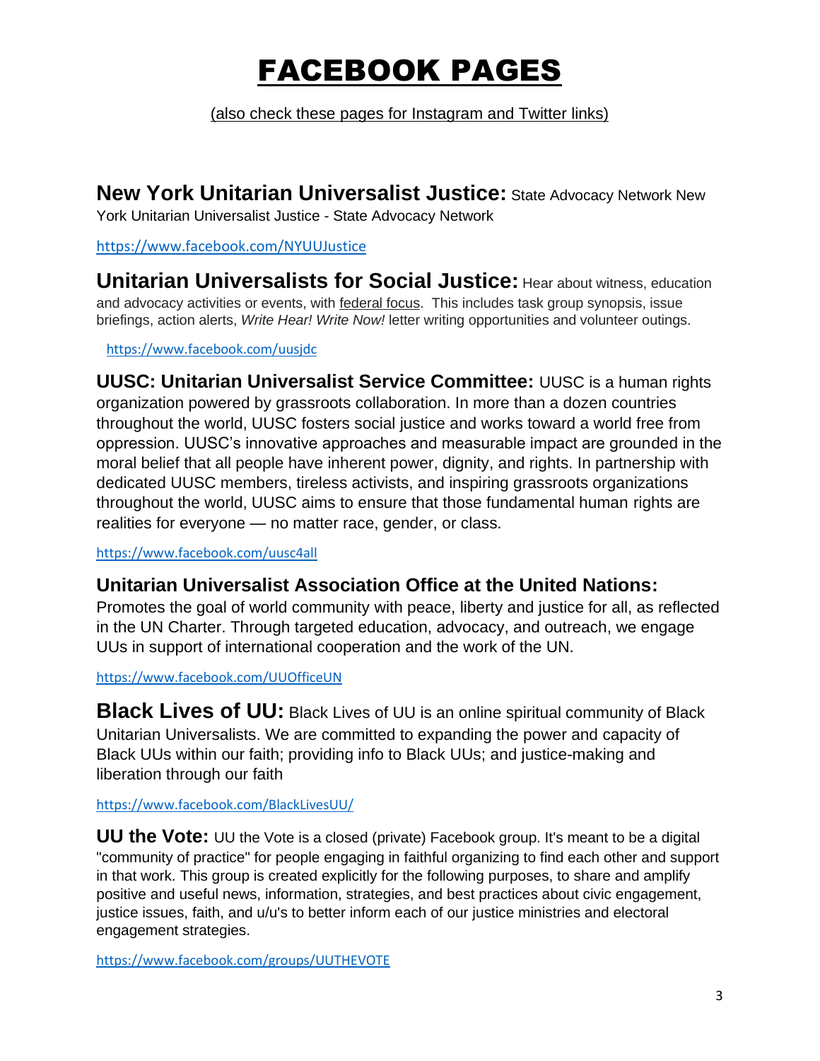# FACEBOOK PAGES

(also check these pages for Instagram and Twitter links)

**New York Unitarian Universalist Justice:** State Advocacy Network New York Unitarian Universalist Justice - State Advocacy Network

https://www.facebook.com/NYUUJustice

**Unitarian Universalists for Social Justice:** Hear about witness, education and advocacy activities or events, with federal focus. This includes task group synopsis, issue briefings, action alerts, *Write Hear! Write Now!* letter writing opportunities and volunteer outings.

https://www.facebook.com/uusjdc

**UUSC: Unitarian Universalist Service Committee:** UUSC is a human rights organization powered by grassroots collaboration. In more than a dozen countries throughout the world, UUSC fosters social justice and works toward a world free from oppression. UUSC's innovative approaches and measurable impact are grounded in the moral belief that all people have inherent power, dignity, and rights. In partnership with dedicated UUSC members, tireless activists, and inspiring grassroots organizations throughout the world, UUSC aims to ensure that those fundamental human rights are realities for everyone — no matter race, gender, or class.

https://www.facebook.com/uusc4all

**Unitarian Universalist Association Office at the United Nations:** Promotes the goal of world community with peace, liberty and justice for all, as reflected in the UN Charter. Through targeted education, advocacy, and outreach, we engage UUs in support of international cooperation and the work of the UN.

https://www.facebook.com/UUOfficeUN

**Black Lives of UU:** Black Lives of UU is an online spiritual community of Black Unitarian Universalists. We are committed to expanding the power and capacity of Black UUs within our faith; providing info to Black UUs; and justice-making and liberation through our faith

https://www.facebook.com/BlackLivesUU/

**UU the Vote:** UU the Vote is a closed (private) Facebook group. It's meant to be a digital "community of practice" for people engaging in faithful organizing to find each other and support in that work. This group is created explicitly for the following purposes, to share and amplify positive and useful news, information, strategies, and best practices about civic engagement, justice issues, faith, and u/u's to better inform each of our justice ministries and electoral engagement strategies.

https://www.facebook.com/groups/UUTHEVOTE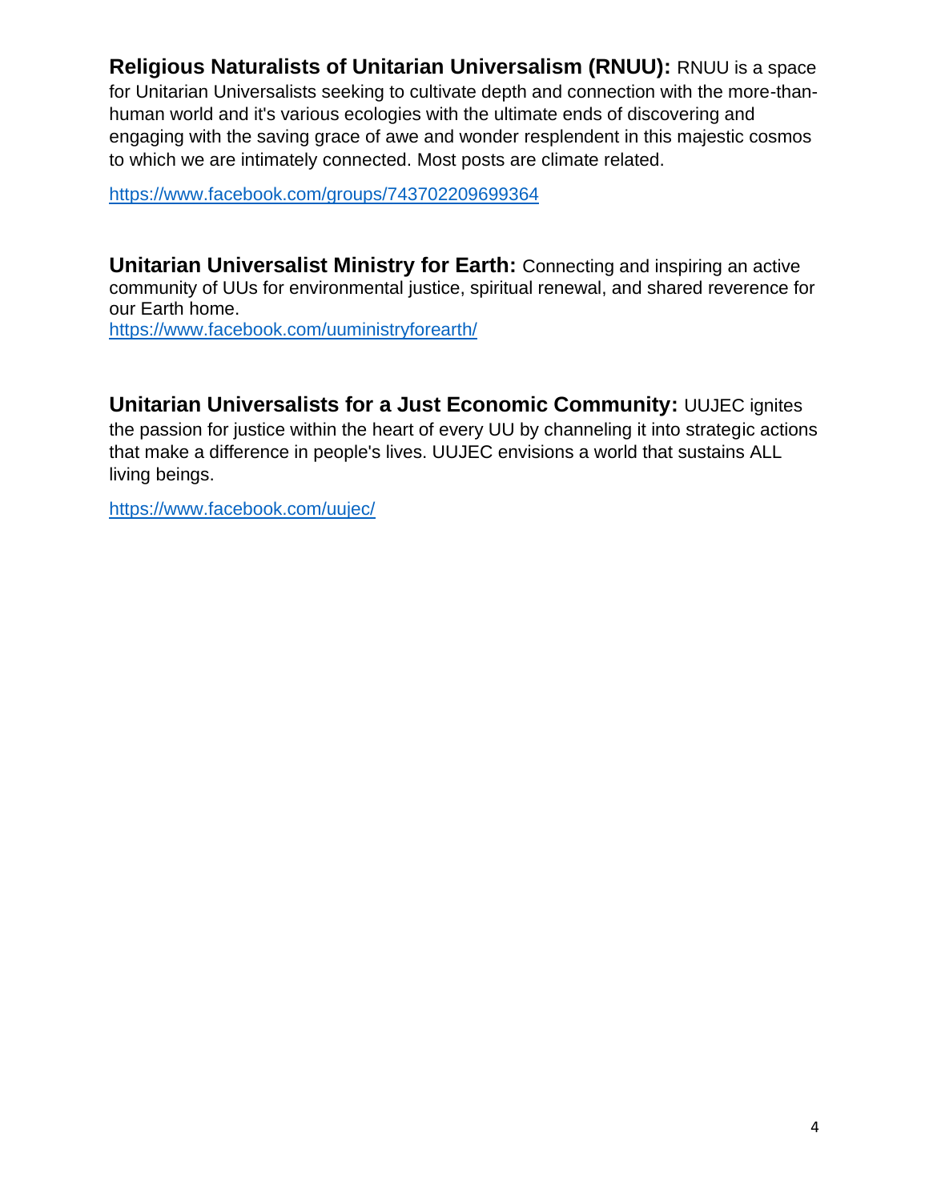**Religious Naturalists of Unitarian Universalism (RNUU):** RNUU is a space for Unitarian Universalists seeking to cultivate depth and connection with the more-than-human world and it's various ecologies with the ultimate ends of discovering and engaging with the saving grace of awe and wonder resplendent in this majestic cosmos to which we are intimately connected. Most posts are climate related.

https://www.facebook.com/groups/743702209699364

**Unitarian Universalist Ministry for Earth:** Connecting and inspiring an active community of UUs for environmental justice, spiritual renewal, and shared reverence for our Earth home.
https://www.facebook.com/uuministryforearth/

**Unitarian Universalists for a Just Economic Community:** UUJEC ignites the passion for justice within the heart of every UU by channeling it into strategic actions that make a difference in people's lives. UUJEC envisions a world that sustains ALL living beings.

https://www.facebook.com/uujec/